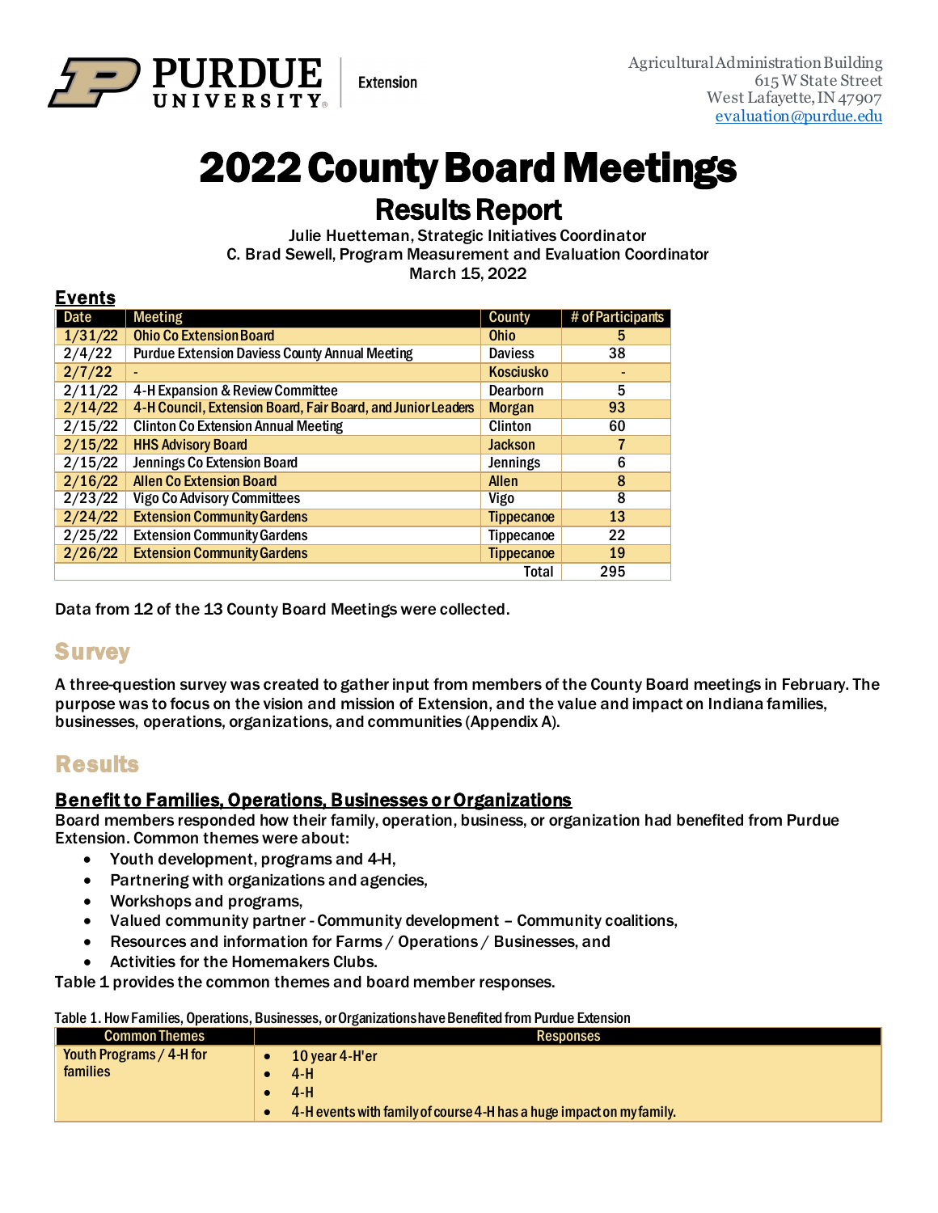Purdue University Extension

Agricultural Administration Building
615 W State Street
West Lafayette, IN 47907
evaluation@purdue.edu

# 2022 County Board Meetings

## Results Report

Julie Huetteman, Strategic Initiatives Coordinator
C. Brad Sewell, Program Measurement and Evaluation Coordinator
March 15, 2022

### Events

| Date | Meeting | County | # of Participants |
|---|---|---|---|
| 1/31/22 | Ohio Co Extension Board | Ohio | 5 |
| 2/4/22 | Purdue Extension Daviess County Annual Meeting | Daviess | 38 |
| 2/7/22 | - | Kosciusko | - |
| 2/11/22 | 4-H Expansion & Review Committee | Dearborn | 5 |
| 2/14/22 | 4-H Council, Extension Board, Fair Board, and Junior Leaders | Morgan | 93 |
| 2/15/22 | Clinton Co Extension Annual Meeting | Clinton | 60 |
| 2/15/22 | HHS Advisory Board | Jackson | 7 |
| 2/15/22 | Jennings Co Extension Board | Jennings | 6 |
| 2/16/22 | Allen Co Extension Board | Allen | 8 |
| 2/23/22 | Vigo Co Advisory Committees | Vigo | 8 |
| 2/24/22 | Extension Community Gardens | Tippecanoe | 13 |
| 2/25/22 | Extension Community Gardens | Tippecanoe | 22 |
| 2/26/22 | Extension Community Gardens | Tippecanoe | 19 |
| | | Total | 295 |

Data from 12 of the 13 County Board Meetings were collected.

## Survey

A three-question survey was created to gather input from members of the County Board meetings in February. The purpose was to focus on the vision and mission of Extension, and the value and impact on Indiana families, businesses, operations, organizations, and communities (Appendix A).

## Results

### Benefit to Families, Operations, Businesses or Organizations

Board members responded how their family, operation, business, or organization had benefited from Purdue Extension. Common themes were about:

- Youth development, programs and 4-H,
- Partnering with organizations and agencies,
- Workshops and programs,
- Valued community partner - Community development – Community coalitions,
- Resources and information for Farms / Operations / Businesses, and
- Activities for the Homemakers Clubs.

Table 1 provides the common themes and board member responses.

Table 1. How Families, Operations, Businesses, or Organizations have Benefited from Purdue Extension

| Common Themes | Responses |
|---|---|
| Youth Programs / 4-H for families | • 10 year 4-H'er<br>• 4-H<br>• 4-H<br>• 4-H events with family of course 4-H has a huge impact on my family. |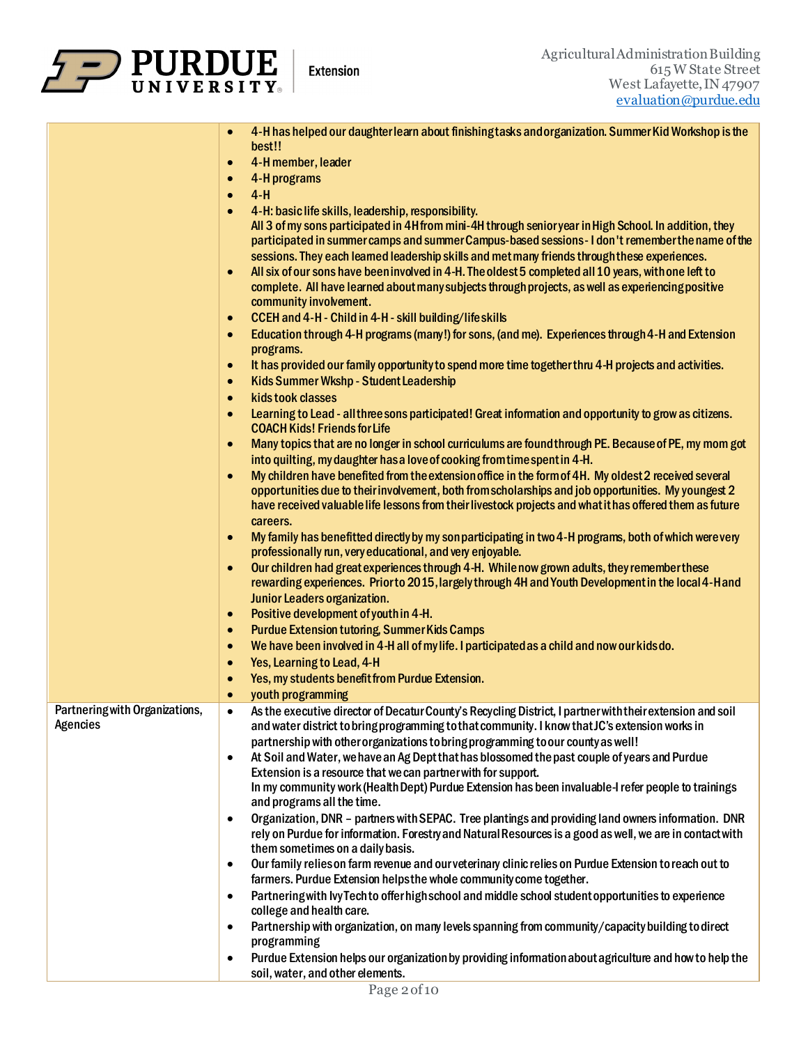| | |
|---|---|
| | • 4-H has helped our daughter learn about finishing tasks and organization. Summer Kid Workshop is the best!!<br>• 4-H member, leader<br>• 4-H programs<br>• 4-H<br>• 4-H: basic life skills, leadership, responsibility.<br>All 3 of my sons participated in 4H from mini-4H through senior year in High School. In addition, they participated in summer camps and summer Campus-based sessions - I don't remember the name of the sessions. They each learned leadership skills and met many friends through these experiences.<br>• All six of our sons have been involved in 4-H. The oldest 5 completed all 10 years, with one left to complete. All have learned about many subjects through projects, as well as experiencing positive community involvement.<br>• CCEH and 4-H - Child in 4-H - skill building/life skills<br>• Education through 4-H programs (many!) for sons, (and me). Experiences through 4-H and Extension programs.<br>• It has provided our family opportunity to spend more time together thru 4-H projects and activities.<br>• Kids Summer Wkshp - Student Leadership<br>• kids took classes<br>• Learning to Lead - all three sons participated! Great information and opportunity to grow as citizens. COACH Kids! Friends for Life<br>• Many topics that are no longer in school curriculums are found through PE. Because of PE, my mom got into quilting, my daughter has a love of cooking from time spent in 4-H.<br>• My children have benefited from the extension office in the form of 4H. My oldest 2 received several opportunities due to their involvement, both from scholarships and job opportunities. My youngest 2 have received valuable life lessons from their livestock projects and what it has offered them as future careers.<br>• My family has benefitted directly by my son participating in two 4-H programs, both of which were very professionally run, very educational, and very enjoyable.<br>• Our children had great experiences through 4-H. While now grown adults, they remember these rewarding experiences. Prior to 2015, largely through 4H and Youth Development in the local 4-H and Junior Leaders organization.<br>• Positive development of youth in 4-H.<br>• Purdue Extension tutoring, Summer Kids Camps<br>• We have been involved in 4-H all of my life. I participated as a child and now our kids do.<br>• Yes, Learning to Lead, 4-H<br>• Yes, my students benefit from Purdue Extension.<br>• youth programming |
| Partnering with Organizations, Agencies | • As the executive director of Decatur County's Recycling District, I partner with their extension and soil and water district to bring programming to that community. I know that JC's extension works in partnership with other organizations to bring programming to our county as well!<br>• At Soil and Water, we have an Ag Dept that has blossomed the past couple of years and Purdue Extension is a resource that we can partner with for support.<br>In my community work (Health Dept) Purdue Extension has been invaluable-I refer people to trainings and programs all the time.<br>• Organization, DNR – partners with SEPAC. Tree plantings and providing land owners information. DNR rely on Purdue for information. Forestry and Natural Resources is a good as well, we are in contact with them sometimes on a daily basis.<br>• Our family relies on farm revenue and our veterinary clinic relies on Purdue Extension to reach out to farmers. Purdue Extension helps the whole community come together.<br>• Partnering with Ivy Tech to offer high school and middle school student opportunities to experience college and health care.<br>• Partnership with organization, on many levels spanning from community/capacity building to direct programming<br>• Purdue Extension helps our organization by providing information about agriculture and how to help the soil, water, and other elements. |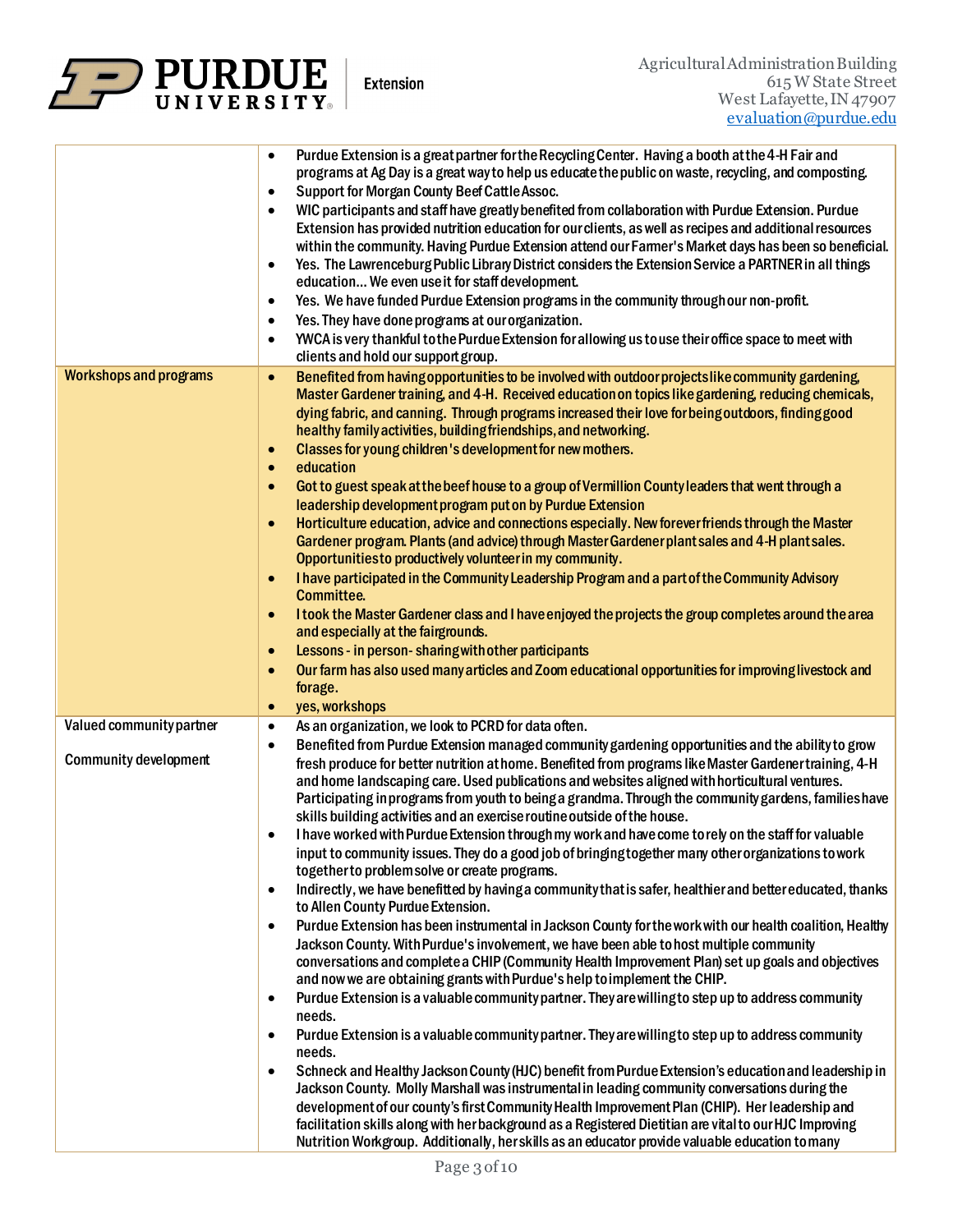| | |
|---|---|
| | • Purdue Extension is a great partner for the Recycling Center. Having a booth at the 4-H Fair and programs at Ag Day is a great way to help us educate the public on waste, recycling, and composting.<br>• Support for Morgan County Beef Cattle Assoc.<br>• WIC participants and staff have greatly benefited from collaboration with Purdue Extension. Purdue Extension has provided nutrition education for our clients, as well as recipes and additional resources within the community. Having Purdue Extension attend our Farmer's Market days has been so beneficial.<br>• Yes. The Lawrenceburg Public Library District considers the Extension Service a PARTNER in all things education... We even use it for staff development.<br>• Yes. We have funded Purdue Extension programs in the community through our non-profit.<br>• Yes. They have done programs at our organization.<br>• YWCA is very thankful to the Purdue Extension for allowing us to use their office space to meet with clients and hold our support group. |
| Workshops and programs | • Benefited from having opportunities to be involved with outdoor projects like community gardening, Master Gardener training, and 4-H. Received education on topics like gardening, reducing chemicals, dying fabric, and canning. Through programs increased their love for being outdoors, finding good healthy family activities, building friendships, and networking.<br>• Classes for young children's development for new mothers.<br>• education<br>• Got to guest speak at the beef house to a group of Vermillion County leaders that went through a leadership development program put on by Purdue Extension<br>• Horticulture education, advice and connections especially. New forever friends through the Master Gardener program. Plants (and advice) through Master Gardener plant sales and 4-H plant sales. Opportunities to productively volunteer in my community.<br>• I have participated in the Community Leadership Program and a part of the Community Advisory Committee.<br>• I took the Master Gardener class and I have enjoyed the projects the group completes around the area and especially at the fairgrounds.<br>• Lessons - in person- sharing with other participants<br>• Our farm has also used many articles and Zoom educational opportunities for improving livestock and forage.<br>• yes, workshops |
| Valued community partner<br><br>Community development | • As an organization, we look to PCRD for data often.<br>• Benefited from Purdue Extension managed community gardening opportunities and the ability to grow fresh produce for better nutrition at home. Benefited from programs like Master Gardener training, 4-H and home landscaping care. Used publications and websites aligned with horticultural ventures. Participating in programs from youth to being a grandma. Through the community gardens, families have skills building activities and an exercise routine outside of the house.<br>• I have worked with Purdue Extension through my work and have come to rely on the staff for valuable input to community issues. They do a good job of bringing together many other organizations to work together to problem solve or create programs.<br>• Indirectly, we have benefitted by having a community that is safer, healthier and better educated, thanks to Allen County Purdue Extension.<br>• Purdue Extension has been instrumental in Jackson County for the work with our health coalition, Healthy Jackson County. With Purdue's involvement, we have been able to host multiple community conversations and complete a CHIP (Community Health Improvement Plan) set up goals and objectives and now we are obtaining grants with Purdue's help to implement the CHIP.<br>• Purdue Extension is a valuable community partner. They are willing to step up to address community needs.<br>• Purdue Extension is a valuable community partner. They are willing to step up to address community needs.<br>• Schneck and Healthy Jackson County (HJC) benefit from Purdue Extension's education and leadership in Jackson County. Molly Marshall was instrumental in leading community conversations during the development of our county's first Community Health Improvement Plan (CHIP). Her leadership and facilitation skills along with her background as a Registered Dietitian are vital to our HJC Improving Nutrition Workgroup. Additionally, her skills as an educator provide valuable education to many |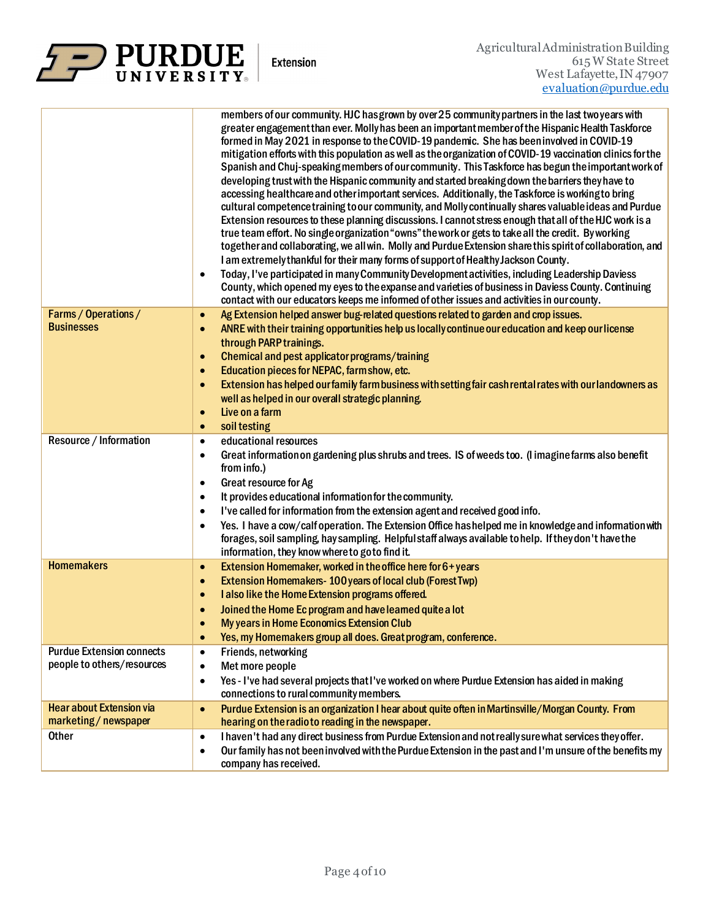| | |
|---|---|
| | members of our community. HJC has grown by over 25 community partners in the last two years with greater engagement than ever. Molly has been an important member of the Hispanic Health Taskforce formed in May 2021 in response to the COVID-19 pandemic. She has been involved in COVID-19 mitigation efforts with this population as well as the organization of COVID-19 vaccination clinics for the Spanish and Chuj-speaking members of our community. This Taskforce has begun the important work of developing trust with the Hispanic community and started breaking down the barriers they have to accessing healthcare and other important services. Additionally, the Taskforce is working to bring cultural competence training to our community, and Molly continually shares valuable ideas and Purdue Extension resources to these planning discussions. I cannot stress enough that all of the HJC work is a true team effort. No single organization "owns" the work or gets to take all the credit. By working together and collaborating, we all win. Molly and Purdue Extension share this spirit of collaboration, and I am extremely thankful for their many forms of support of Healthy Jackson County.<br>• Today, I've participated in many Community Development activities, including Leadership Daviess County, which opened my eyes to the expanse and varieties of business in Daviess County. Continuing contact with our educators keeps me informed of other issues and activities in our county. |
| Farms / Operations / Businesses | • Ag Extension helped answer bug-related questions related to garden and crop issues.<br>• ANRE with their training opportunities help us locally continue our education and keep our license through PARP trainings.<br>• Chemical and pest applicator programs/training<br>• Education pieces for NEPAC, farm show, etc.<br>• Extension has helped our family farm business with setting fair cash rental rates with our landowners as well as helped in our overall strategic planning.<br>• Live on a farm<br>• soil testing |
| Resource / Information | • educational resources<br>• Great information on gardening plus shrubs and trees. IS of weeds too. (I imagine farms also benefit from info.)<br>• Great resource for Ag<br>• It provides educational information for the community.<br>• I've called for information from the extension agent and received good info.<br>• Yes. I have a cow/calf operation. The Extension Office has helped me in knowledge and information with forages, soil sampling, hay sampling. Helpful staff always available to help. If they don't have the information, they know where to go to find it. |
| Homemakers | • Extension Homemaker, worked in the office here for 6+ years<br>• Extension Homemakers- 100 years of local club (Forest Twp)<br>• I also like the Home Extension programs offered.<br>• Joined the Home Ec program and have learned quite a lot<br>• My years in Home Economics Extension Club<br>• Yes, my Homemakers group all does. Great program, conference. |
| Purdue Extension connects people to others/resources | • Friends, networking<br>• Met more people<br>• Yes - I've had several projects that I've worked on where Purdue Extension has aided in making connections to rural community members. |
| Hear about Extension via marketing / newspaper | • Purdue Extension is an organization I hear about quite often in Martinsville/Morgan County. From hearing on the radio to reading in the newspaper. |
| Other | • I haven't had any direct business from Purdue Extension and not really sure what services they offer.<br>• Our family has not been involved with the Purdue Extension in the past and I'm unsure of the benefits my company has received. |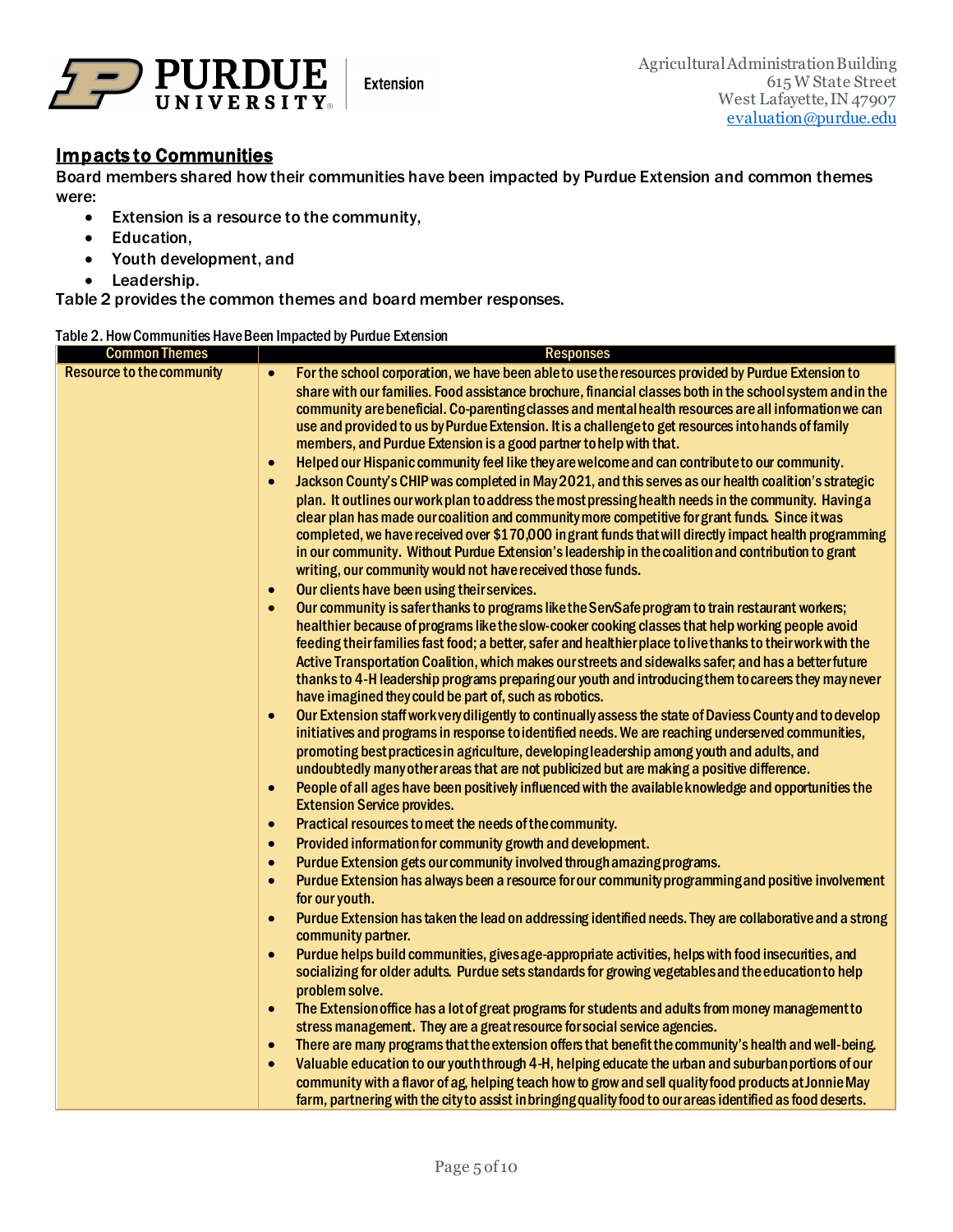## Impacts to Communities

Board members shared how their communities have been impacted by Purdue Extension and common themes were:

- Extension is a resource to the community,
- Education,
- Youth development, and
- Leadership.

Table 2 provides the common themes and board member responses.

Table 2. How Communities Have Been Impacted by Purdue Extension

| Common Themes | Responses |
|---|---|
| Resource to the community | • For the school corporation, we have been able to use the resources provided by Purdue Extension to share with our families. Food assistance brochure, financial classes both in the school system and in the community are beneficial. Co-parenting classes and mental health resources are all information we can use and provided to us by Purdue Extension. It is a challenge to get resources into hands of family members, and Purdue Extension is a good partner to help with that.<br>• Helped our Hispanic community feel like they are welcome and can contribute to our community.<br>• Jackson County's CHIP was completed in May 2021, and this serves as our health coalition's strategic plan. It outlines our work plan to address the most pressing health needs in the community. Having a clear plan has made our coalition and community more competitive for grant funds. Since it was completed, we have received over $170,000 in grant funds that will directly impact health programming in our community. Without Purdue Extension's leadership in the coalition and contribution to grant writing, our community would not have received those funds.<br>• Our clients have been using their services.<br>• Our community is safer thanks to programs like the ServSafe program to train restaurant workers; healthier because of programs like the slow-cooker cooking classes that help working people avoid feeding their families fast food; a better, safer and healthier place to live thanks to their work with the Active Transportation Coalition, which makes our streets and sidewalks safer; and has a better future thanks to 4-H leadership programs preparing our youth and introducing them to careers they may never have imagined they could be part of, such as robotics.<br>• Our Extension staff work very diligently to continually assess the state of Daviess County and to develop initiatives and programs in response to identified needs. We are reaching underserved communities, promoting best practices in agriculture, developing leadership among youth and adults, and undoubtedly many other areas that are not publicized but are making a positive difference.<br>• People of all ages have been positively influenced with the available knowledge and opportunities the Extension Service provides.<br>• Practical resources to meet the needs of the community.<br>• Provided information for community growth and development.<br>• Purdue Extension gets our community involved through amazing programs.<br>• Purdue Extension has always been a resource for our community programming and positive involvement for our youth.<br>• Purdue Extension has taken the lead on addressing identified needs. They are collaborative and a strong community partner.<br>• Purdue helps build communities, gives age-appropriate activities, helps with food insecurities, and socializing for older adults. Purdue sets standards for growing vegetables and the education to help problem solve.<br>• The Extension office has a lot of great programs for students and adults from money management to stress management. They are a great resource for social service agencies.<br>• There are many programs that the extension offers that benefit the community's health and well-being.<br>• Valuable education to our youth through 4-H, helping educate the urban and suburban portions of our community with a flavor of ag, helping teach how to grow and sell quality food products at Jonnie May farm, partnering with the city to assist in bringing quality food to our areas identified as food deserts. |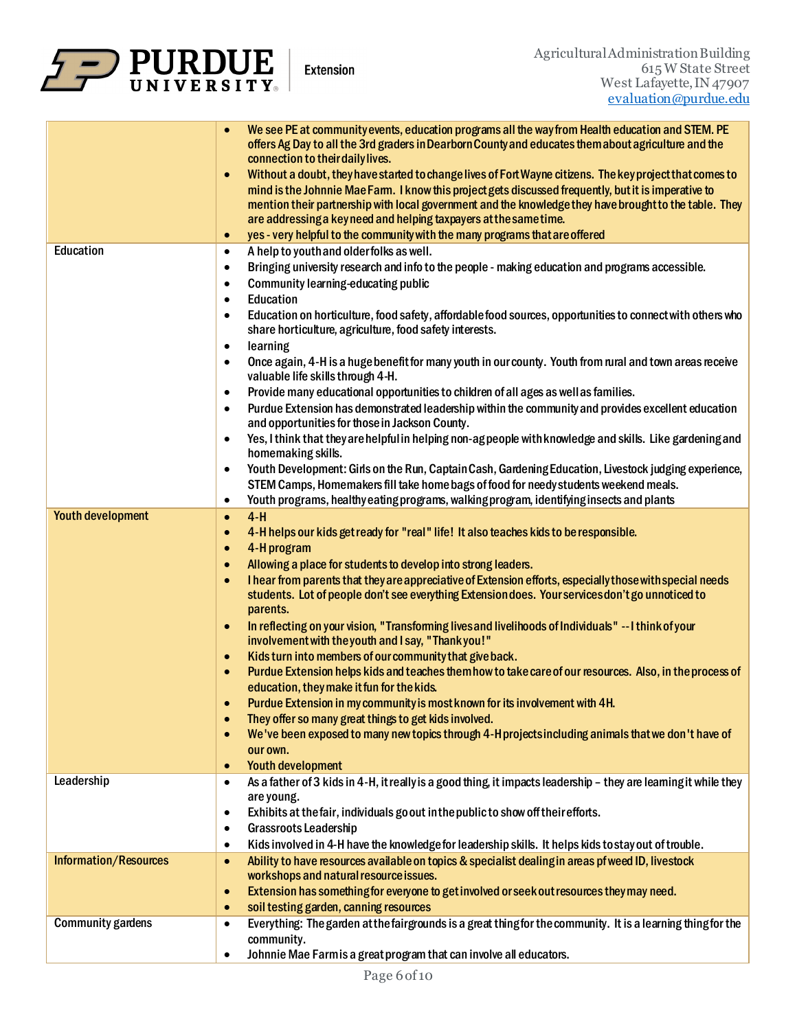| | |
|---|---|
| | • We see PE at community events, education programs all the way from Health education and STEM. PE offers Ag Day to all the 3rd graders in Dearborn County and educates them about agriculture and the connection to their daily lives.<br>• Without a doubt, they have started to change lives of Fort Wayne citizens. The key project that comes to mind is the Johnnie Mae Farm. I know this project gets discussed frequently, but it is imperative to mention their partnership with local government and the knowledge they have brought to the table. They are addressing a key need and helping taxpayers at the same time.<br>• yes - very helpful to the community with the many programs that are offered |
| Education | • A help to youth and older folks as well.<br>• Bringing university research and info to the people - making education and programs accessible.<br>• Community learning-educating public<br>• Education<br>• Education on horticulture, food safety, affordable food sources, opportunities to connect with others who share horticulture, agriculture, food safety interests.<br>• learning<br>• Once again, 4-H is a huge benefit for many youth in our county. Youth from rural and town areas receive valuable life skills through 4-H.<br>• Provide many educational opportunities to children of all ages as well as families.<br>• Purdue Extension has demonstrated leadership within the community and provides excellent education and opportunities for those in Jackson County.<br>• Yes, I think that they are helpful in helping non-ag people with knowledge and skills. Like gardening and homemaking skills.<br>• Youth Development: Girls on the Run, Captain Cash, Gardening Education, Livestock judging experience, STEM Camps, Homemakers fill take home bags of food for needy students weekend meals.<br>• Youth programs, healthy eating programs, walking program, identifying insects and plants |
| Youth development | • 4-H<br>• 4-H helps our kids get ready for "real" life! It also teaches kids to be responsible.<br>• 4-H program<br>• Allowing a place for students to develop into strong leaders.<br>• I hear from parents that they are appreciative of Extension efforts, especially those with special needs students. Lot of people don't see everything Extension does. Your services don't go unnoticed to parents.<br>• In reflecting on your vision, "Transforming lives and livelihoods of Individuals" -- I think of your involvement with the youth and I say, "Thank you!"<br>• Kids turn into members of our community that give back.<br>• Purdue Extension helps kids and teaches them how to take care of our resources. Also, in the process of education, they make it fun for the kids.<br>• Purdue Extension in my community is most known for its involvement with 4H.<br>• They offer so many great things to get kids involved.<br>• We've been exposed to many new topics through 4-H projects including animals that we don't have of our own.<br>• Youth development |
| Leadership | • As a father of 3 kids in 4-H, it really is a good thing, it impacts leadership – they are learning it while they are young.<br>• Exhibits at the fair, individuals go out in the public to show off their efforts.<br>• Grassroots Leadership<br>• Kids involved in 4-H have the knowledge for leadership skills. It helps kids to stay out of trouble. |
| Information/Resources | • Ability to have resources available on topics & specialist dealing in areas pf weed ID, livestock workshops and natural resource issues.<br>• Extension has something for everyone to get involved or seek out resources they may need.<br>• soil testing garden, canning resources |
| Community gardens | • Everything: The garden at the fairgrounds is a great thing for the community. It is a learning thing for the community.<br>• Johnnie Mae Farm is a great program that can involve all educators. |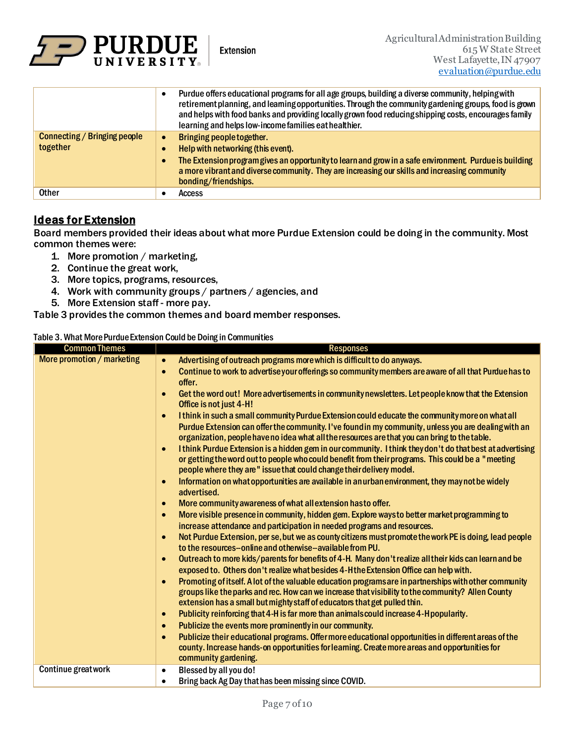| | |
|---|---|
| | • Purdue offers educational programs for all age groups, building a diverse community, helping with retirement planning, and learning opportunities. Through the community gardening groups, food is grown and helps with food banks and providing locally grown food reducing shipping costs, encourages family learning and helps low-income families eat healthier. |
| Connecting / Bringing people together | • Bringing people together.<br>• Help with networking (this event).<br>• The Extension program gives an opportunity to learn and grow in a safe environment. Purdue is building a more vibrant and diverse community. They are increasing our skills and increasing community bonding/friendships. |
| Other | • Access |

## Ideas for Extension

Board members provided their ideas about what more Purdue Extension could be doing in the community. Most common themes were:

1. More promotion / marketing,
2. Continue the great work,
3. More topics, programs, resources,
4. Work with community groups / partners / agencies, and
5. More Extension staff - more pay.

Table 3 provides the common themes and board member responses.

Table 3. What More Purdue Extension Could be Doing in Communities

| Common Themes | Responses |
|---|---|
| More promotion / marketing | • Advertising of outreach programs more which is difficult to do anyways.<br>• Continue to work to advertise your offerings so community members are aware of all that Purdue has to offer.<br>• Get the word out! More advertisements in community newsletters. Let people know that the Extension Office is not just 4-H!<br>• I think in such a small community Purdue Extension could educate the community more on what all Purdue Extension can offer the community. I've found in my community, unless you are dealing with an organization, people have no idea what all the resources are that you can bring to the table.<br>• I think Purdue Extension is a hidden gem in our community. I think they don't do that best at advertising or getting the word out to people who could benefit from their programs. This could be a "meeting people where they are" issue that could change their delivery model.<br>• Information on what opportunities are available in an urban environment, they may not be widely advertised.<br>• More community awareness of what all extension has to offer.<br>• More visible presence in community, hidden gem. Explore ways to better market programming to increase attendance and participation in needed programs and resources.<br>• Not Purdue Extension, per se, but we as county citizens must promote the work PE is doing, lead people to the resources--online and otherwise--available from PU.<br>• Outreach to more kids/parents for benefits of 4-H. Many don't realize all their kids can learn and be exposed to. Others don't realize what besides 4-H the Extension Office can help with.<br>• Promoting of itself. A lot of the valuable education programs are in partnerships with other community groups like the parks and rec. How can we increase that visibility to the community? Allen County extension has a small but mighty staff of educators that get pulled thin.<br>• Publicity reinforcing that 4-H is far more than animals could increase 4-H popularity.<br>• Publicize the events more prominently in our community.<br>• Publicize their educational programs. Offer more educational opportunities in different areas of the county. Increase hands-on opportunities for learning. Create more areas and opportunities for community gardening. |
| Continue great work | • Blessed by all you do!<br>• Bring back Ag Day that has been missing since COVID. |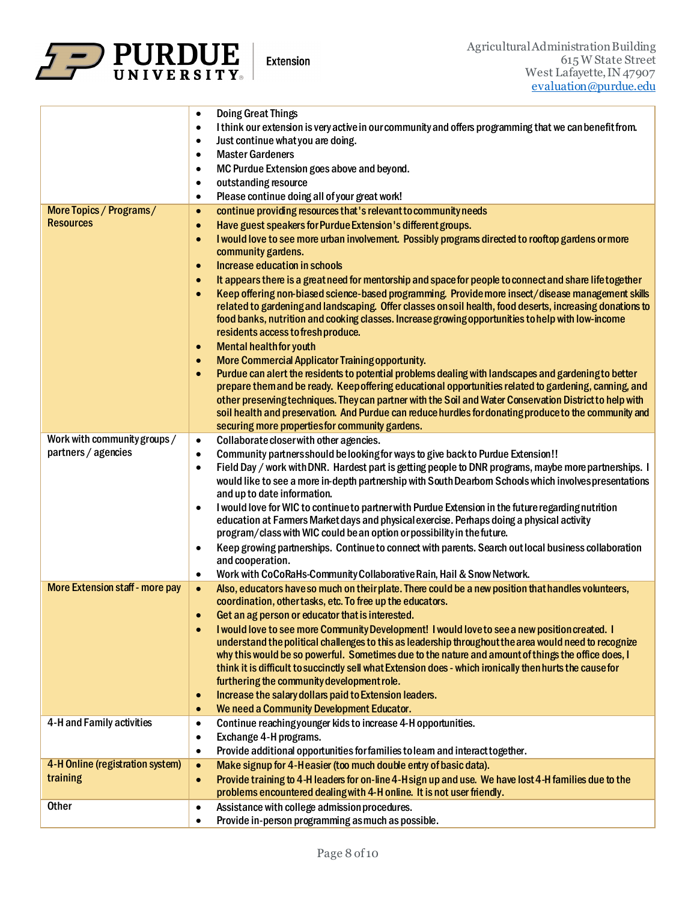| | |
|---|---|
| | • Doing Great Things<br>• I think our extension is very active in our community and offers programming that we can benefit from.<br>• Just continue what you are doing.<br>• Master Gardeners<br>• MC Purdue Extension goes above and beyond.<br>• outstanding resource<br>• Please continue doing all of your great work! |
| More Topics / Programs / Resources | • continue providing resources that's relevant to community needs<br>• Have guest speakers for Purdue Extension's different groups.<br>• I would love to see more urban involvement. Possibly programs directed to rooftop gardens or more community gardens.<br>• Increase education in schools<br>• It appears there is a great need for mentorship and space for people to connect and share life together<br>• Keep offering non-biased science-based programming. Provide more insect/disease management skills related to gardening and landscaping. Offer classes on soil health, food deserts, increasing donations to food banks, nutrition and cooking classes. Increase growing opportunities to help with low-income residents access to fresh produce.<br>• Mental health for youth<br>• More Commercial Applicator Training opportunity.<br>• Purdue can alert the residents to potential problems dealing with landscapes and gardening to better prepare them and be ready. Keep offering educational opportunities related to gardening, canning, and other preserving techniques. They can partner with the Soil and Water Conservation District to help with soil health and preservation. And Purdue can reduce hurdles for donating produce to the community and securing more properties for community gardens. |
| Work with community groups / partners / agencies | • Collaborate closer with other agencies.<br>• Community partners should be looking for ways to give back to Purdue Extension!!<br>• Field Day / work with DNR. Hardest part is getting people to DNR programs, maybe more partnerships. I would like to see a more in-depth partnership with South Dearborn Schools which involves presentations and up to date information.<br>• I would love for WIC to continue to partner with Purdue Extension in the future regarding nutrition education at Farmers Market days and physical exercise. Perhaps doing a physical activity program/class with WIC could be an option or possibility in the future.<br>• Keep growing partnerships. Continue to connect with parents. Search out local business collaboration and cooperation.<br>• Work with CoCoRaHs-Community Collaborative Rain, Hail & Snow Network. |
| More Extension staff - more pay | • Also, educators have so much on their plate. There could be a new position that handles volunteers, coordination, other tasks, etc. To free up the educators.<br>• Get an ag person or educator that is interested.<br>• I would love to see more Community Development! I would love to see a new position created. I understand the political challenges to this as leadership throughout the area would need to recognize why this would be so powerful. Sometimes due to the nature and amount of things the office does, I think it is difficult to succinctly sell what Extension does - which ironically then hurts the cause for furthering the community development role.<br>• Increase the salary dollars paid to Extension leaders.<br>• We need a Community Development Educator. |
| 4-H and Family activities | • Continue reaching younger kids to increase 4-H opportunities.<br>• Exchange 4-H programs.<br>• Provide additional opportunities for families to learn and interact together. |
| 4-H Online (registration system) training | • Make signup for 4-H easier (too much double entry of basic data).<br>• Provide training to 4-H leaders for on-line 4-H sign up and use. We have lost 4-H families due to the problems encountered dealing with 4-H online. It is not user friendly. |
| Other | • Assistance with college admission procedures.<br>• Provide in-person programming as much as possible. |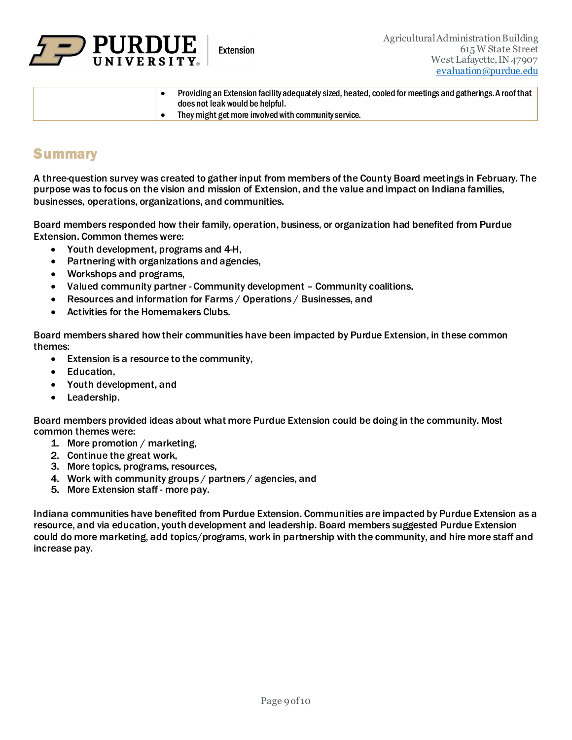| | |
|---|---|
| | • Providing an Extension facility adequately sized, heated, cooled for meetings and gatherings. A roof that does not leak would be helpful.<br>• They might get more involved with community service. |

## Summary

A three-question survey was created to gather input from members of the County Board meetings in February. The purpose was to focus on the vision and mission of Extension, and the value and impact on Indiana families, businesses, operations, organizations, and communities.

Board members responded how their family, operation, business, or organization had benefited from Purdue Extension. Common themes were:

- Youth development, programs and 4-H,
- Partnering with organizations and agencies,
- Workshops and programs,
- Valued community partner - Community development – Community coalitions,
- Resources and information for Farms / Operations / Businesses, and
- Activities for the Homemakers Clubs.

Board members shared how their communities have been impacted by Purdue Extension, in these common themes:

- Extension is a resource to the community,
- Education,
- Youth development, and
- Leadership.

Board members provided ideas about what more Purdue Extension could be doing in the community. Most common themes were:

1. More promotion / marketing,
2. Continue the great work,
3. More topics, programs, resources,
4. Work with community groups / partners / agencies, and
5. More Extension staff - more pay.

Indiana communities have benefited from Purdue Extension. Communities are impacted by Purdue Extension as a resource, and via education, youth development and leadership. Board members suggested Purdue Extension could do more marketing, add topics/programs, work in partnership with the community, and hire more staff and increase pay.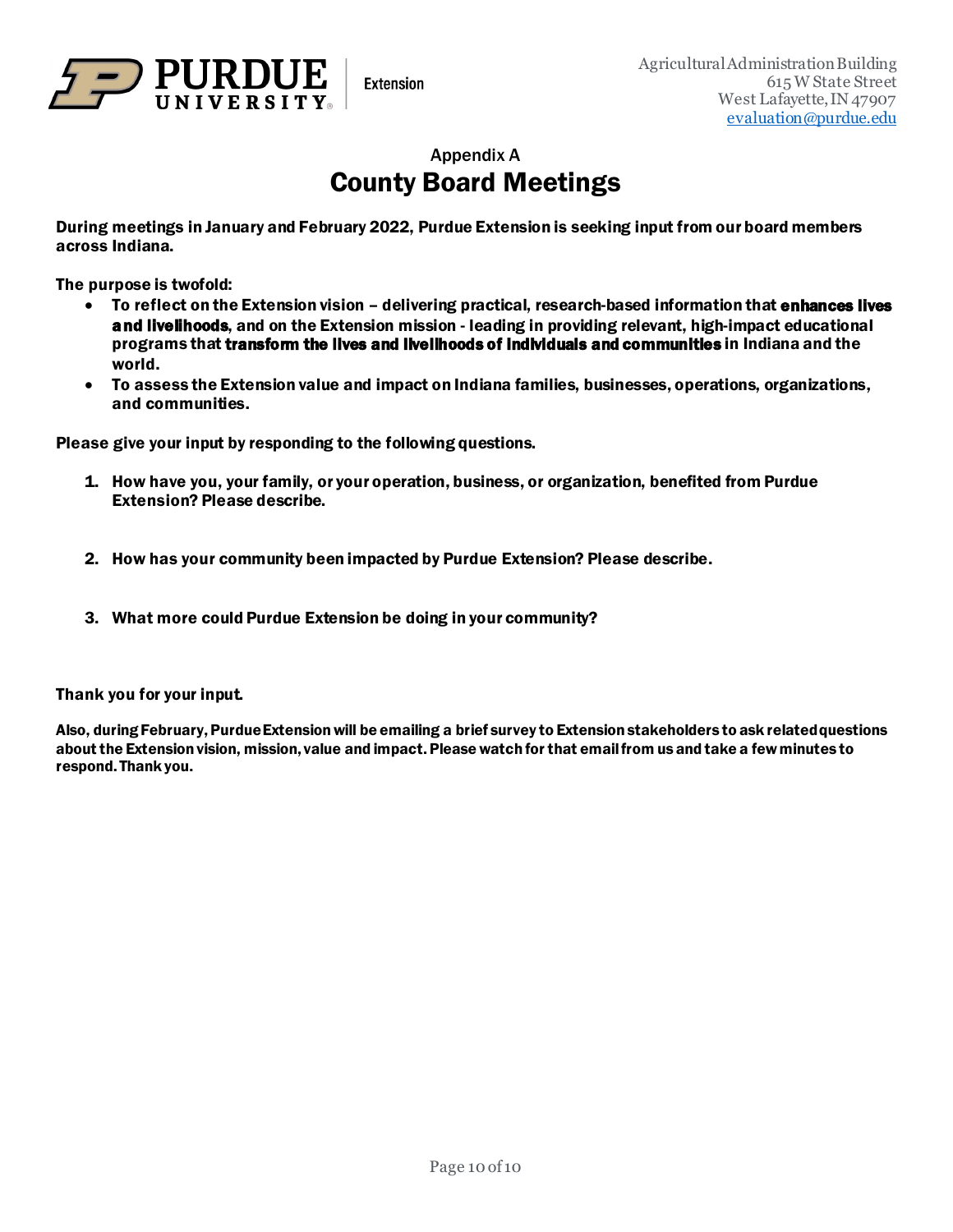Agricultural Administration Building
615 W State Street
West Lafayette, IN 47907
evaluation@purdue.edu

Appendix A

# County Board Meetings

**During meetings in January and February 2022, Purdue Extension is seeking input from our board members across Indiana.**

**The purpose is twofold:**

- **To reflect on the Extension vision – delivering practical, research-based information that enhances lives and livelihoods, and on the Extension mission - leading in providing relevant, high-impact educational programs that transform the lives and livelihoods of individuals and communities in Indiana and the world.**
- **To assess the Extension value and impact on Indiana families, businesses, operations, organizations, and communities.**

**Please give your input by responding to the following questions.**

1. **How have you, your family, or your operation, business, or organization, benefited from Purdue Extension? Please describe.**

2. **How has your community been impacted by Purdue Extension? Please describe.**

3. **What more could Purdue Extension be doing in your community?**

**Thank you for your input.**

**Also, during February, Purdue Extension will be emailing a brief survey to Extension stakeholders to ask related questions about the Extension vision, mission, value and impact. Please watch for that email from us and take a few minutes to respond. Thank you.**